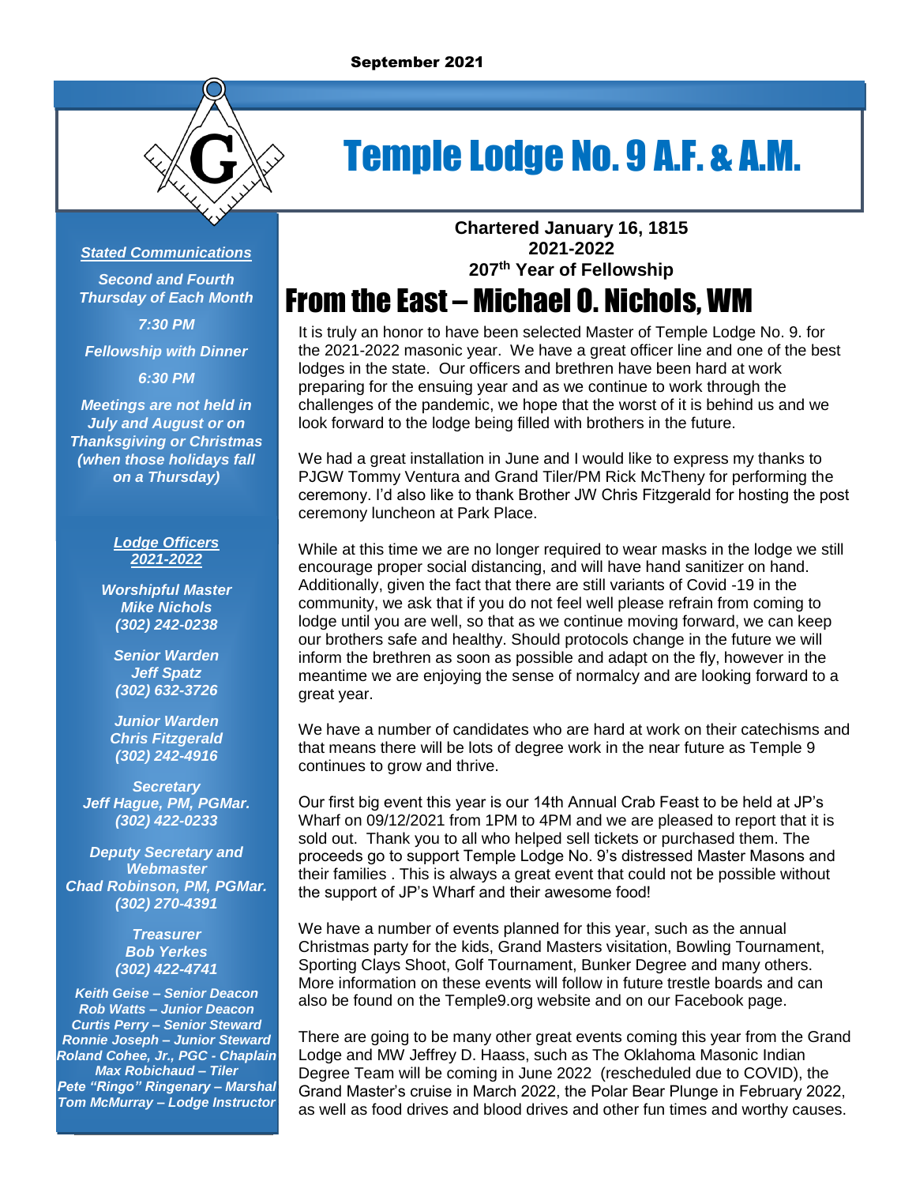September 2021

# Temple Lodge No. 9 A.F. & A.M.

**Chartered January 16, 1815**
**2021-2022**
**207th Year of Fellowship**

***Stated Communications***

*Second and Fourth Thursday of Each Month*

*7:30 PM*

*Fellowship with Dinner*

*6:30 PM*

*Meetings are not held in July and August or on Thanksgiving or Christmas (when those holidays fall on a Thursday)*

***Lodge Officers 2021-2022***

*Worshipful Master*
*Mike Nichols*
*(302) 242-0238*

*Senior Warden*
*Jeff Spatz*
*(302) 632-3726*

*Junior Warden*
*Chris Fitzgerald*
*(302) 242-4916*

*Secretary*
*Jeff Hague, PM, PGMar.*
*(302) 422-0233*

*Deputy Secretary and Webmaster*
*Chad Robinson, PM, PGMar.*
*(302) 270-4391*

*Treasurer*
*Bob Yerkes*
*(302) 422-4741*

*Keith Geise – Senior Deacon*
*Rob Watts – Junior Deacon*
*Curtis Perry – Senior Steward*
*Ronnie Joseph – Junior Steward*
*Roland Cohee, Jr., PGC - Chaplain*
*Max Robichaud – Tiler*
*Pete "Ringo" Ringenary – Marshal*
*Tom McMurray – Lodge Instructor*

## From the East – Michael O. Nichols, WM

It is truly an honor to have been selected Master of Temple Lodge No. 9. for the 2021-2022 masonic year. We have a great officer line and one of the best lodges in the state. Our officers and brethren have been hard at work preparing for the ensuing year and as we continue to work through the challenges of the pandemic, we hope that the worst of it is behind us and we look forward to the lodge being filled with brothers in the future.

We had a great installation in June and I would like to express my thanks to PJGW Tommy Ventura and Grand Tiler/PM Rick McTheny for performing the ceremony. I'd also like to thank Brother JW Chris Fitzgerald for hosting the post ceremony luncheon at Park Place.

While at this time we are no longer required to wear masks in the lodge we still encourage proper social distancing, and will have hand sanitizer on hand. Additionally, given the fact that there are still variants of Covid -19 in the community, we ask that if you do not feel well please refrain from coming to lodge until you are well, so that as we continue moving forward, we can keep our brothers safe and healthy. Should protocols change in the future we will inform the brethren as soon as possible and adapt on the fly, however in the meantime we are enjoying the sense of normalcy and are looking forward to a great year.

We have a number of candidates who are hard at work on their catechisms and that means there will be lots of degree work in the near future as Temple 9 continues to grow and thrive.

Our first big event this year is our 14th Annual Crab Feast to be held at JP's Wharf on 09/12/2021 from 1PM to 4PM and we are pleased to report that it is sold out. Thank you to all who helped sell tickets or purchased them. The proceeds go to support Temple Lodge No. 9's distressed Master Masons and their families . This is always a great event that could not be possible without the support of JP's Wharf and their awesome food!

We have a number of events planned for this year, such as the annual Christmas party for the kids, Grand Masters visitation, Bowling Tournament, Sporting Clays Shoot, Golf Tournament, Bunker Degree and many others. More information on these events will follow in future trestle boards and can also be found on the Temple9.org website and on our Facebook page.

There are going to be many other great events coming this year from the Grand Lodge and MW Jeffrey D. Haass, such as The Oklahoma Masonic Indian Degree Team will be coming in June 2022 (rescheduled due to COVID), the Grand Master's cruise in March 2022, the Polar Bear Plunge in February 2022, as well as food drives and blood drives and other fun times and worthy causes.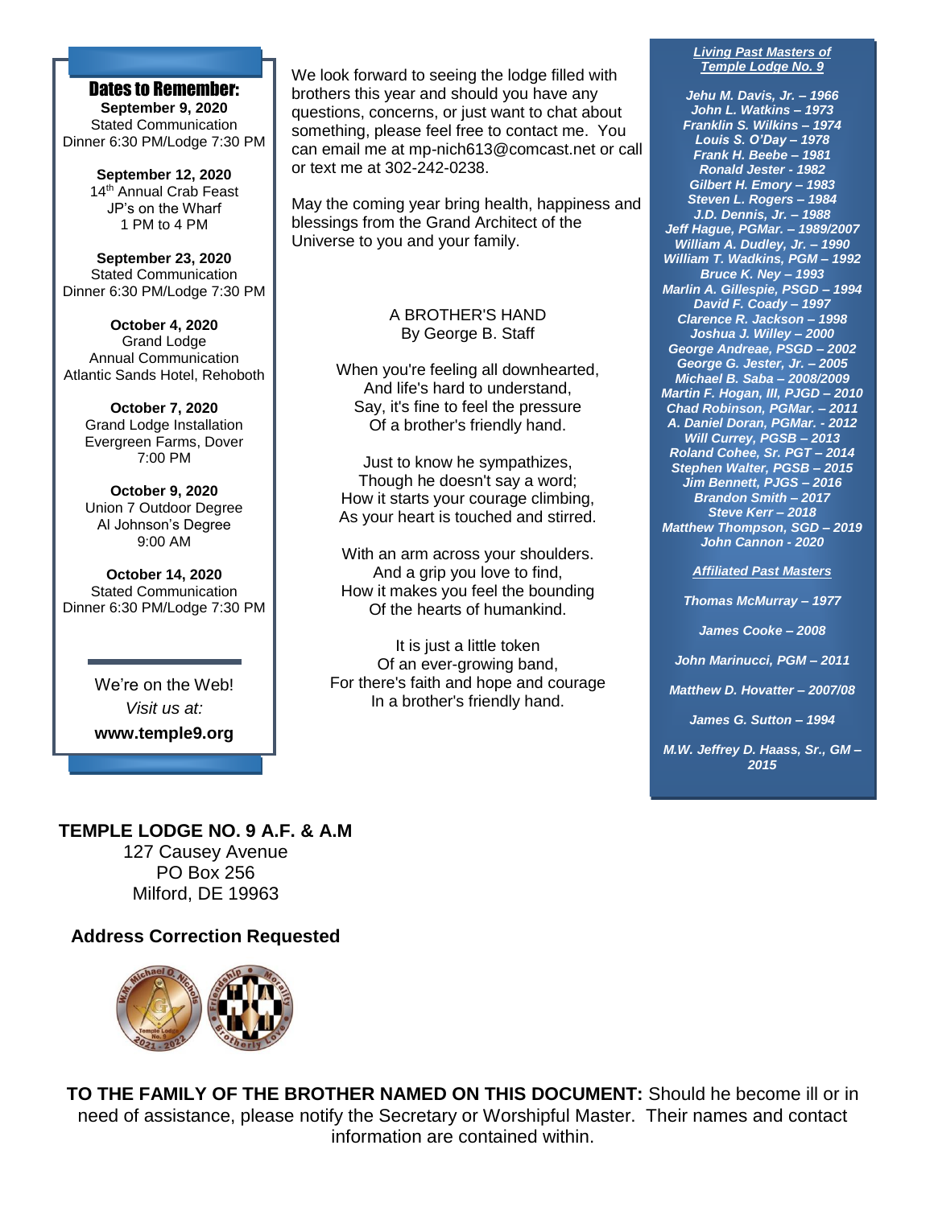## Dates to Remember:

**September 9, 2020**
Stated Communication
Dinner 6:30 PM/Lodge 7:30 PM

**September 12, 2020**
14th Annual Crab Feast
JP's on the Wharf
1 PM to 4 PM

**September 23, 2020**
Stated Communication
Dinner 6:30 PM/Lodge 7:30 PM

**October 4, 2020**
Grand Lodge
Annual Communication
Atlantic Sands Hotel, Rehoboth

**October 7, 2020**
Grand Lodge Installation
Evergreen Farms, Dover
7:00 PM

**October 9, 2020**
Union 7 Outdoor Degree
Al Johnson's Degree
9:00 AM

**October 14, 2020**
Stated Communication
Dinner 6:30 PM/Lodge 7:30 PM

We're on the Web!
*Visit us at:*
**www.temple9.org**

We look forward to seeing the lodge filled with brothers this year and should you have any questions, concerns, or just want to chat about something, please feel free to contact me. You can email me at mp-nich613@comcast.net or call or text me at 302-242-0238.

May the coming year bring health, happiness and blessings from the Grand Architect of the Universe to you and your family.

A BROTHER'S HAND
By George B. Staff

When you're feeling all downhearted,
And life's hard to understand,
Say, it's fine to feel the pressure
Of a brother's friendly hand.

Just to know he sympathizes,
Though he doesn't say a word;
How it starts your courage climbing,
As your heart is touched and stirred.

With an arm across your shoulders.
And a grip you love to find,
How it makes you feel the bounding
Of the hearts of humankind.

It is just a little token
Of an ever-growing band,
For there's faith and hope and courage
In a brother's friendly hand.

***Living Past Masters of Temple Lodge No. 9***

*Jehu M. Davis, Jr. – 1966*
*John L. Watkins – 1973*
*Franklin S. Wilkins – 1974*
*Louis S. O'Day – 1978*
*Frank H. Beebe – 1981*
*Ronald Jester - 1982*
*Gilbert H. Emory – 1983*
*Steven L. Rogers – 1984*
*J.D. Dennis, Jr. – 1988*
*Jeff Hague, PGMar. – 1989/2007*
*William A. Dudley, Jr. – 1990*
*William T. Wadkins, PGM – 1992*
*Bruce K. Ney – 1993*
*Marlin A. Gillespie, PSGD – 1994*
*David F. Coady – 1997*
*Clarence R. Jackson – 1998*
*Joshua J. Willey – 2000*
*George Andreae, PSGD – 2002*
*George G. Jester, Jr. – 2005*
*Michael B. Saba – 2008/2009*
*Martin F. Hogan, III, PJGD – 2010*
*Chad Robinson, PGMar. – 2011*
*A. Daniel Doran, PGMar. - 2012*
*Will Currey, PGSB – 2013*
*Roland Cohee, Sr. PGT – 2014*
*Stephen Walter, PGSB – 2015*
*Jim Bennett, PJGS – 2016*
*Brandon Smith – 2017*
*Steve Kerr – 2018*
*Matthew Thompson, SGD – 2019*
*John Cannon - 2020*

***Affiliated Past Masters***

*Thomas McMurray – 1977*

*James Cooke – 2008*

*John Marinucci, PGM – 2011*

*Matthew D. Hovatter – 2007/08*

*James G. Sutton – 1994*

*M.W. Jeffrey D. Haass, Sr., GM – 2015*

**TEMPLE LODGE NO. 9 A.F. & A.M**
127 Causey Avenue
PO Box 256
Milford, DE 19963

**Address Correction Requested**

**TO THE FAMILY OF THE BROTHER NAMED ON THIS DOCUMENT:** Should he become ill or in need of assistance, please notify the Secretary or Worshipful Master. Their names and contact information are contained within.